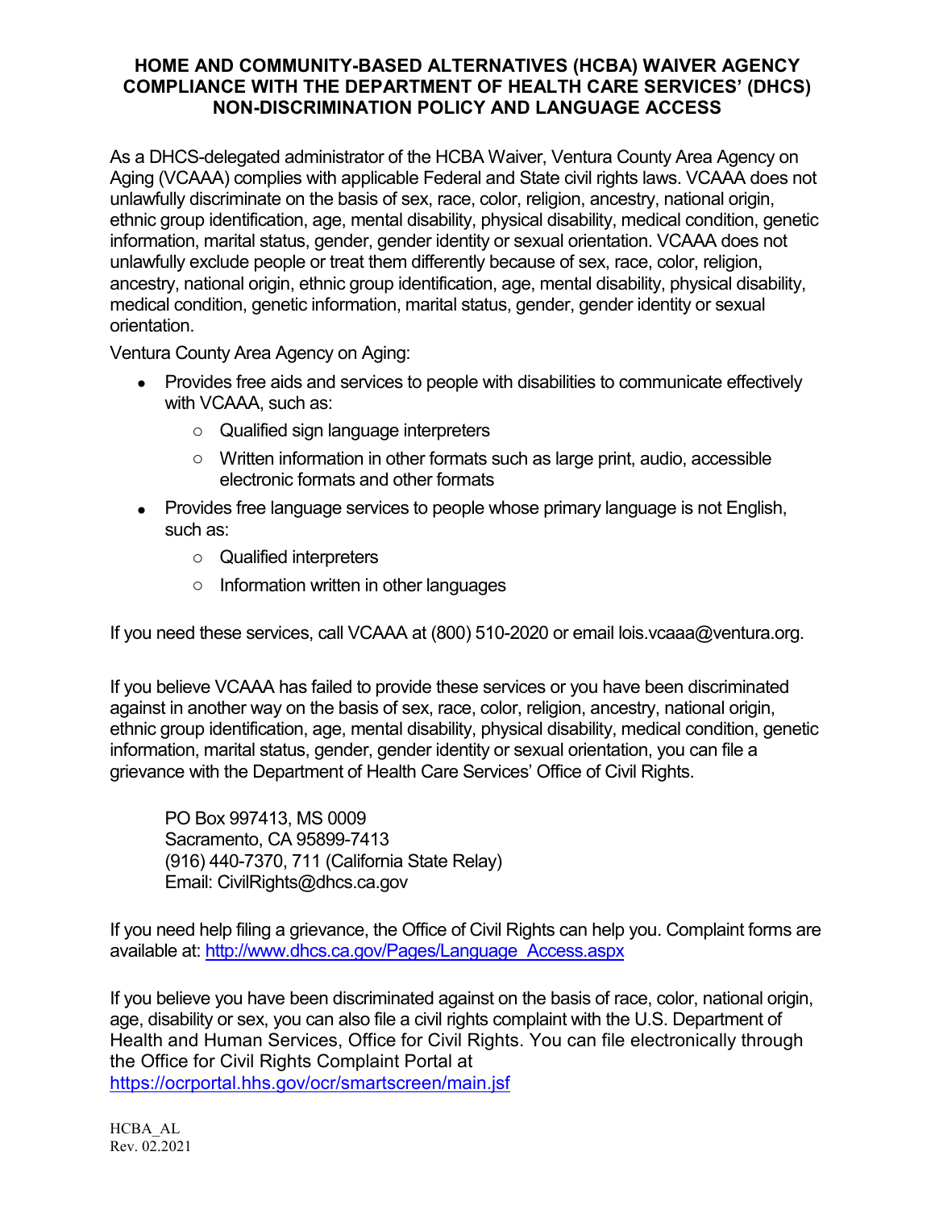# HOME AND COMMUNITY-BASED ALTERNATIVES (HCBA) WAIVER AGENCY COMPLIANCE WITH THE DEPARTMENT OF HEALTH CARE SERVICES' (DHCS) NON-DISCRIMINATION POLICY AND LANGUAGE ACCESS

As a DHCS-delegated administrator of the HCBA Waiver, Ventura County Area Agency on Aging (VCAAA) complies with applicable Federal and State civil rights laws. VCAAA does not unlawfully discriminate on the basis of sex, race, color, religion, ancestry, national origin, ethnic group identification, age, mental disability, physical disability, medical condition, genetic information, marital status, gender, gender identity or sexual orientation. VCAAA does not unlawfully exclude people or treat them differently because of sex, race, color, religion, ancestry, national origin, ethnic group identification, age, mental disability, physical disability, medical condition, genetic information, marital status, gender, gender identity or sexual orientation.

Ventura County Area Agency on Aging:

- Provides free aids and services to people with disabilities to communicate effectively with VCAAA, such as:
  - Qualified sign language interpreters
  - Written information in other formats such as large print, audio, accessible electronic formats and other formats
- Provides free language services to people whose primary language is not English, such as:
  - Qualified interpreters
  - Information written in other languages

If you need these services, call VCAAA at (800) 510-2020 or email lois.vcaaa@ventura.org.

If you believe VCAAA has failed to provide these services or you have been discriminated against in another way on the basis of sex, race, color, religion, ancestry, national origin, ethnic group identification, age, mental disability, physical disability, medical condition, genetic information, marital status, gender, gender identity or sexual orientation, you can file a grievance with the Department of Health Care Services' Office of Civil Rights.

PO Box 997413, MS 0009
Sacramento, CA 95899-7413
(916) 440-7370, 711 (California State Relay)
Email: CivilRights@dhcs.ca.gov

If you need help filing a grievance, the Office of Civil Rights can help you. Complaint forms are available at: http://www.dhcs.ca.gov/Pages/Language_Access.aspx

If you believe you have been discriminated against on the basis of race, color, national origin, age, disability or sex, you can also file a civil rights complaint with the U.S. Department of Health and Human Services, Office for Civil Rights. You can file electronically through the Office for Civil Rights Complaint Portal at https://ocrportal.hhs.gov/ocr/smartscreen/main.jsf

HCBA_AL
Rev. 02.2021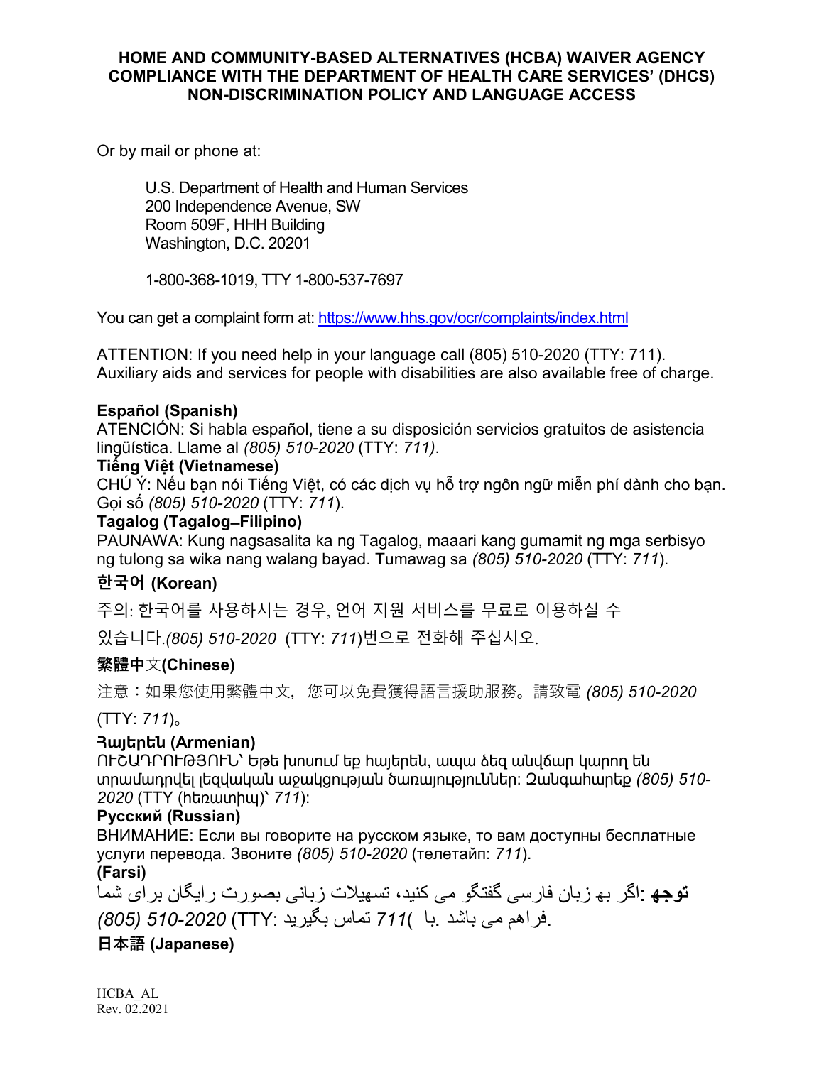**HOME AND COMMUNITY-BASED ALTERNATIVES (HCBA) WAIVER AGENCY COMPLIANCE WITH THE DEPARTMENT OF HEALTH CARE SERVICES' (DHCS) NON-DISCRIMINATION POLICY AND LANGUAGE ACCESS**

Or by mail or phone at:

U.S. Department of Health and Human Services
200 Independence Avenue, SW
Room 509F, HHH Building
Washington, D.C. 20201

1-800-368-1019, TTY 1-800-537-7697

You can get a complaint form at: https://www.hhs.gov/ocr/complaints/index.html

ATTENTION: If you need help in your language call (805) 510-2020 (TTY: 711). Auxiliary aids and services for people with disabilities are also available free of charge.

**Español (Spanish)**
ATENCIÓN: Si habla español, tiene a su disposición servicios gratuitos de asistencia lingüística. Llame al *(805) 510-2020* (TTY: *711)*.

**Tiếng Việt (Vietnamese)**
CHÚ Ý: Nếu bạn nói Tiếng Việt, có các dịch vụ hỗ trợ ngôn ngữ miễn phí dành cho bạn. Gọi số *(805) 510-2020* (TTY: *711*).

**Tagalog (Tagalog–Filipino)**
PAUNAWA: Kung nagsasalita ka ng Tagalog, maaari kang gumamit ng mga serbisyo ng tulong sa wika nang walang bayad. Tumawag sa *(805) 510-2020* (TTY: *711*).

**한국어 (Korean)**
주의: 한국어를 사용하시는 경우, 언어 지원 서비스를 무료로 이용하실 수 있습니다.*(805) 510-2020* (TTY: *711*)번으로 전화해 주십시오.

**繁體中文(Chinese)**
注意：如果您使用繁體中文，您可以免費獲得語言援助服務。請致電 *(805) 510-2020* (TTY: *711*)。

**Հայերեն (Armenian)**
ՈՒՇԱԴՐՈՒԹՅՈՒՆ՝ Եթե խոսում եք հայերեն, ապա ձեզ անվճար կարող են տրամադրվել լեզվական աջակցության ծառայություններ: Զանգահարեք *(805) 510-2020* (TTY (հեռատիպ)՝ *711*):

**Русский (Russian)**
ВНИМАНИЕ: Если вы говорите на русском языке, то вам доступны бесплатные услуги перевода. Звоните *(805) 510-2020* (телетайп: *711*).

**(Farsi)**
**توجه**: اگر به زبان فارسی گفتگو می کنید، تسهیلات زبانی بصورت رایگان برای شما فراهم می باشد. با *(805) 510-2020* (TTY: *711*) تماس بگیرید.

**日本語 (Japanese)**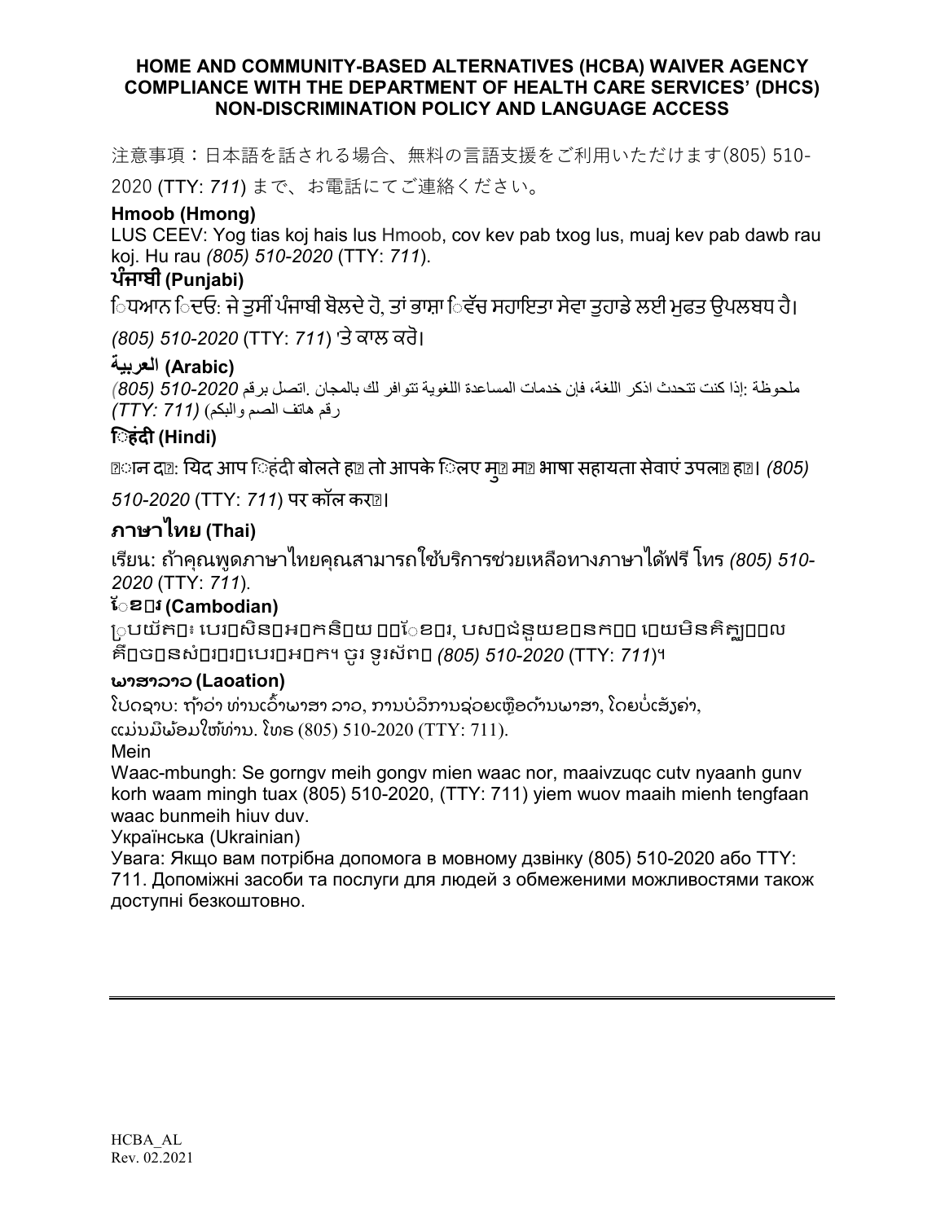**HOME AND COMMUNITY-BASED ALTERNATIVES (HCBA) WAIVER AGENCY COMPLIANCE WITH THE DEPARTMENT OF HEALTH CARE SERVICES' (DHCS) NON-DISCRIMINATION POLICY AND LANGUAGE ACCESS**

注意事項：日本語を話される場合、無料の言語支援をご利用いただけます(805) 510-2020 (TTY: *711*) まで、お電話にてご連絡ください。

**Hmoob (Hmong)**

LUS CEEV: Yog tias koj hais lus Hmoob, cov kev pab txog lus, muaj kev pab dawb rau koj. Hu rau *(805) 510-2020* (TTY: *711*).

**ਪੰਜਾਬੀ (Punjabi)**

ਿਧਆਨ ਿਦਓ: ਜੇ ਤੁਸੀਂ ਪੰਜਾਬੀ ਬੋਲਦੇ ਹੋ, ਤਾਂ ਭਾਸ਼ਾ ਿਵੱਚ ਸਹਾਇਤਾ ਸੇਵਾ ਤੁਹਾਡੇ ਲਈ ਮੁਫਤ ਉਪਲਬਧ ਹੈ। *(805) 510-2020* (TTY: *711*) 'ਤੇ ਕਾਲ ਕਰੋ।

**العربية (Arabic)**

ملحوظة :إذا كنت تتحدث اذكر اللغة، فإن خدمات المساعدة اللغوية تتوافر لك بالمجان .اتصل برقم *(805) 510-2020* رقم هاتف الصم والبكم) *(TTY: 711)*

**िहंदी (Hindi)**

�ान द�: यिद आप िहंदी बोलते ह� तो आपके िलए मु� म� भाषा सहायता सेवाएं उपल� ह�। *(805) 510-2020* (TTY: *711*) पर कॉल कर�।

**ภาษาไทย (Thai)**

เรียน: ถ้าคุณพูดภาษาไทยคุณสามารถใช้บริการช่วยเหลือทางภาษาได้ฟรี โทร *(805) 510-2020* (TTY: *711*).

**ែខ�រ (Cambodian)**

្របយ័ត�៖ បើសិន�អ�កនិ�យ ��ែខ�រ, បស�ជំនួយខ�នក�� េដយមិនគិតឈ្ន��ល គឺ�ច�នសំ�រ�រេបើ�អ�ក។ ចូរ ទូរស័ព� *(805) 510-2020* (TTY: *711*)។

**ພາສາລາວ (Laoation)**

ໄປດຊາບ: ຖ້າວ່າ ທ່ານເວົ້າພາສາ ລາວ, ການບໍລິການຊ່ວຍເຫຼືອດ້ານພາສາ, ໂດຍບໍ່ເສັ້ງຄ່າ, ແມ່ນມີພ້ອມໃຫ້ທ່ານ. ໂທຣ (805) 510-2020 (TTY: 711).

Mein

Waac-mbungh: Se gorngv meih gongv mien waac nor, maaivzuqc cutv nyaanh gunv korh waam mingh tuax (805) 510-2020, (TTY: 711) yiem wuov maaih mienh tengfaan waac bunmeih hiuv duv.

Українська (Ukrainian)

Увага: Якщо вам потрібна допомога в мовному дзвінку (805) 510-2020 або TTY: 711. Допоміжні засоби та послуги для людей з обмеженими можливостями також доступні безкоштовно.

HCBA_AL
Rev. 02.2021